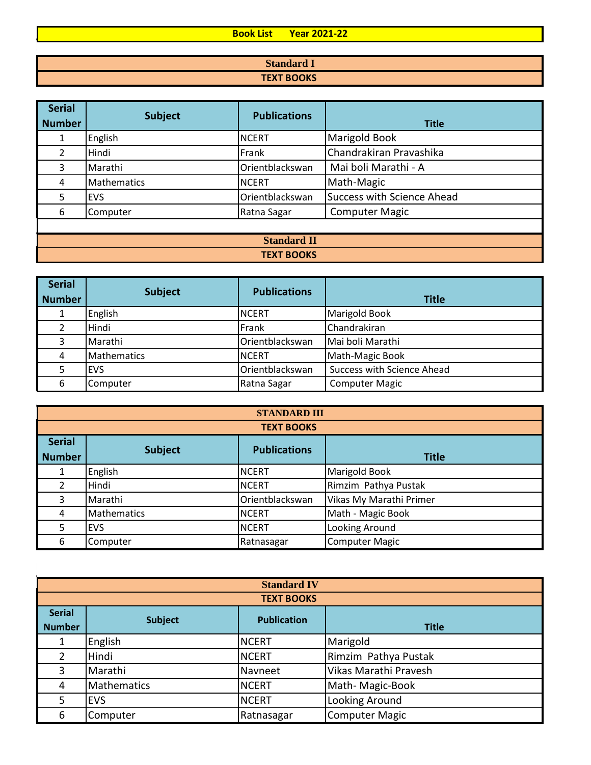# Book List Year 2021-22

## Standard I

### TEXT BOOKS

| Serial Number | Subject | Publications | Title |
|---|---|---|---|
| 1 | English | NCERT | Marigold Book |
| 2 | Hindi | Frank | Chandrakiran Pravashika |
| 3 | Marathi | Orientblackswan | Mai boli Marathi - A |
| 4 | Mathematics | NCERT | Math-Magic |
| 5 | EVS | Orientblackswan | Success with Science Ahead |
| 6 | Computer | Ratna Sagar | Computer Magic |

## Standard II

### TEXT BOOKS

| Serial Number | Subject | Publications | Title |
|---|---|---|---|
| 1 | English | NCERT | Marigold Book |
| 2 | Hindi | Frank | Chandrakiran |
| 3 | Marathi | Orientblackswan | Mai boli Marathi |
| 4 | Mathematics | NCERT | Math-Magic Book |
| 5 | EVS | Orientblackswan | Success with Science Ahead |
| 6 | Computer | Ratna Sagar | Computer Magic |

## STANDARD III

### TEXT BOOKS

| Serial Number | Subject | Publications | Title |
|---|---|---|---|
| 1 | English | NCERT | Marigold Book |
| 2 | Hindi | NCERT | Rimzim Pathya Pustak |
| 3 | Marathi | Orientblackswan | Vikas My Marathi Primer |
| 4 | Mathematics | NCERT | Math - Magic Book |
| 5 | EVS | NCERT | Looking Around |
| 6 | Computer | Ratnasagar | Computer Magic |

## Standard IV

### TEXT BOOKS

| Serial Number | Subject | Publication | Title |
|---|---|---|---|
| 1 | English | NCERT | Marigold |
| 2 | Hindi | NCERT | Rimzim Pathya Pustak |
| 3 | Marathi | Navneet | Vikas Marathi Pravesh |
| 4 | Mathematics | NCERT | Math- Magic-Book |
| 5 | EVS | NCERT | Looking Around |
| 6 | Computer | Ratnasagar | Computer Magic |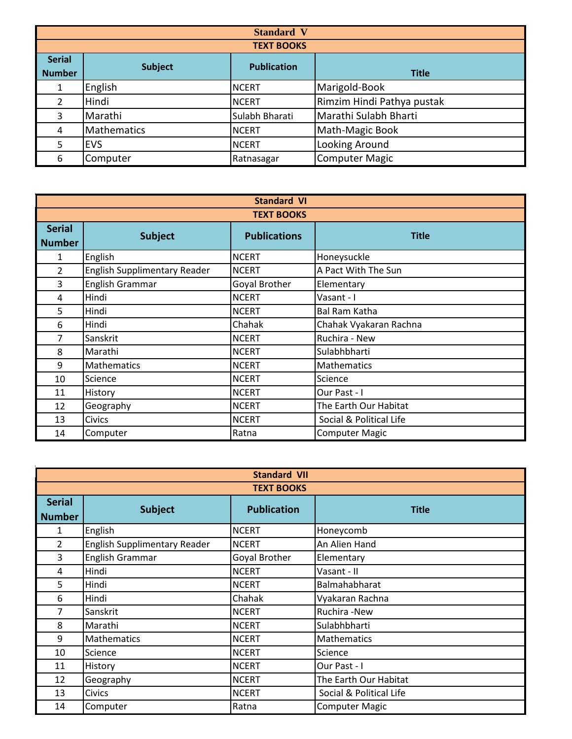| Standard V | | | |
|---|---|---|---|
| TEXT BOOKS | | | |
| Serial Number | Subject | Publication | Title |
| 1 | English | NCERT | Marigold-Book |
| 2 | Hindi | NCERT | Rimzim Hindi Pathya pustak |
| 3 | Marathi | Sulabh Bharati | Marathi Sulabh Bharti |
| 4 | Mathematics | NCERT | Math-Magic Book |
| 5 | EVS | NCERT | Looking Around |
| 6 | Computer | Ratnasagar | Computer Magic |

| Standard VI | | | |
|---|---|---|---|
| TEXT BOOKS | | | |
| Serial Number | Subject | Publications | Title |
| 1 | English | NCERT | Honeysuckle |
| 2 | English Supplimentary Reader | NCERT | A Pact With The Sun |
| 3 | English Grammar | Goyal Brother | Elementary |
| 4 | Hindi | NCERT | Vasant - I |
| 5 | Hindi | NCERT | Bal Ram Katha |
| 6 | Hindi | Chahak | Chahak Vyakaran Rachna |
| 7 | Sanskrit | NCERT | Ruchira - New |
| 8 | Marathi | NCERT | Sulabhbharti |
| 9 | Mathematics | NCERT | Mathematics |
| 10 | Science | NCERT | Science |
| 11 | History | NCERT | Our Past - I |
| 12 | Geography | NCERT | The Earth Our Habitat |
| 13 | Civics | NCERT | Social & Political Life |
| 14 | Computer | Ratna | Computer Magic |

| Standard VII | | | |
|---|---|---|---|
| TEXT BOOKS | | | |
| Serial Number | Subject | Publication | Title |
| 1 | English | NCERT | Honeycomb |
| 2 | English Supplimentary Reader | NCERT | An Alien Hand |
| 3 | English Grammar | Goyal Brother | Elementary |
| 4 | Hindi | NCERT | Vasant - II |
| 5 | Hindi | NCERT | Balmahabharat |
| 6 | Hindi | Chahak | Vyakaran Rachna |
| 7 | Sanskrit | NCERT | Ruchira -New |
| 8 | Marathi | NCERT | Sulabhbharti |
| 9 | Mathematics | NCERT | Mathematics |
| 10 | Science | NCERT | Science |
| 11 | History | NCERT | Our Past - I |
| 12 | Geography | NCERT | The Earth Our Habitat |
| 13 | Civics | NCERT | Social & Political Life |
| 14 | Computer | Ratna | Computer Magic |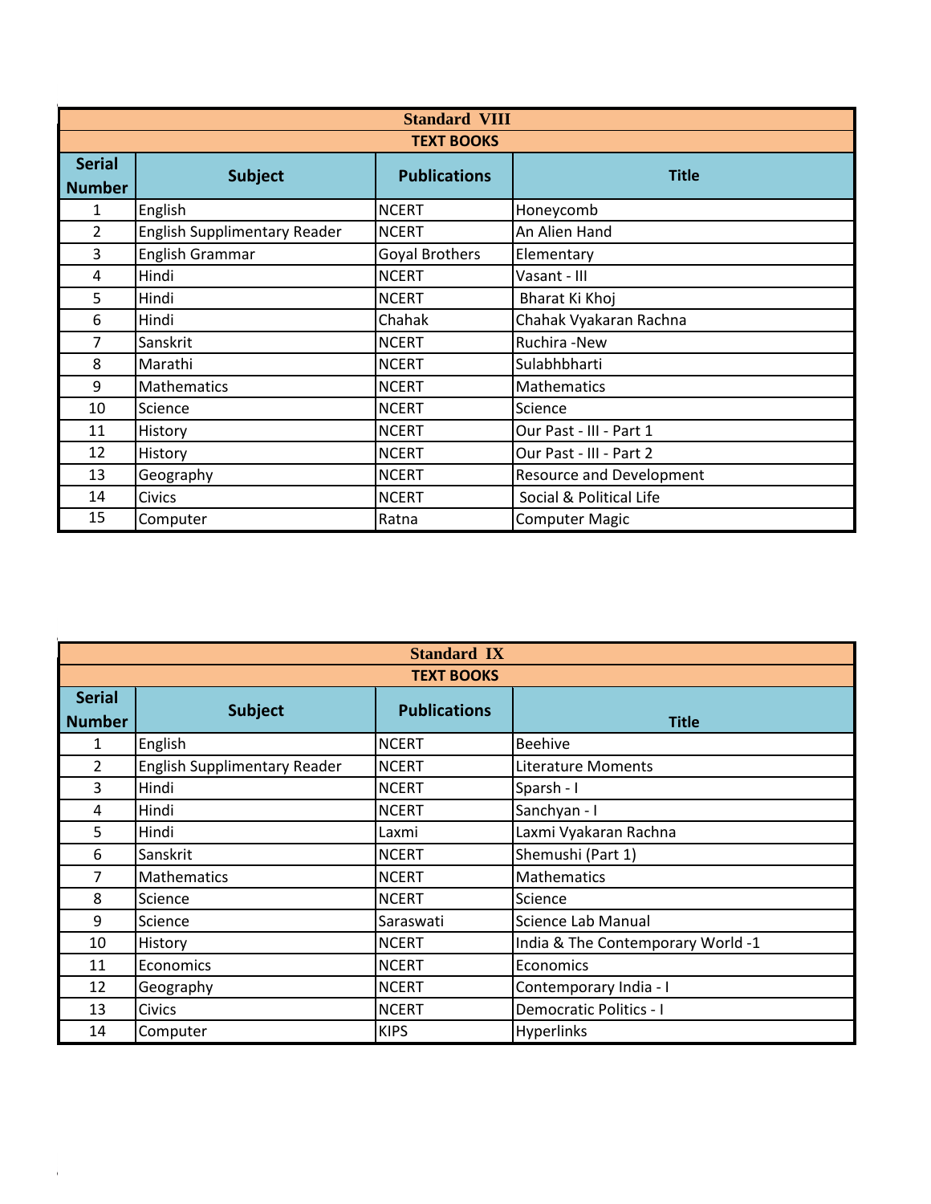| Standard VIII | | | |
|---|---|---|---|
| TEXT BOOKS | | | |
| Serial Number | Subject | Publications | Title |
| 1 | English | NCERT | Honeycomb |
| 2 | English Supplimentary Reader | NCERT | An Alien Hand |
| 3 | English Grammar | Goyal Brothers | Elementary |
| 4 | Hindi | NCERT | Vasant - III |
| 5 | Hindi | NCERT | Bharat Ki Khoj |
| 6 | Hindi | Chahak | Chahak Vyakaran Rachna |
| 7 | Sanskrit | NCERT | Ruchira -New |
| 8 | Marathi | NCERT | Sulabhbharti |
| 9 | Mathematics | NCERT | Mathematics |
| 10 | Science | NCERT | Science |
| 11 | History | NCERT | Our Past - III - Part 1 |
| 12 | History | NCERT | Our Past - III - Part 2 |
| 13 | Geography | NCERT | Resource and Development |
| 14 | Civics | NCERT | Social & Political Life |
| 15 | Computer | Ratna | Computer Magic |

| Standard IX | | | |
|---|---|---|---|
| TEXT BOOKS | | | |
| Serial Number | Subject | Publications | Title |
| 1 | English | NCERT | Beehive |
| 2 | English Supplimentary Reader | NCERT | Literature Moments |
| 3 | Hindi | NCERT | Sparsh - I |
| 4 | Hindi | NCERT | Sanchyan - I |
| 5 | Hindi | Laxmi | Laxmi Vyakaran Rachna |
| 6 | Sanskrit | NCERT | Shemushi (Part 1) |
| 7 | Mathematics | NCERT | Mathematics |
| 8 | Science | NCERT | Science |
| 9 | Science | Saraswati | Science Lab Manual |
| 10 | History | NCERT | India & The Contemporary World -1 |
| 11 | Economics | NCERT | Economics |
| 12 | Geography | NCERT | Contemporary India - I |
| 13 | Civics | NCERT | Democratic Politics - I |
| 14 | Computer | KIPS | Hyperlinks |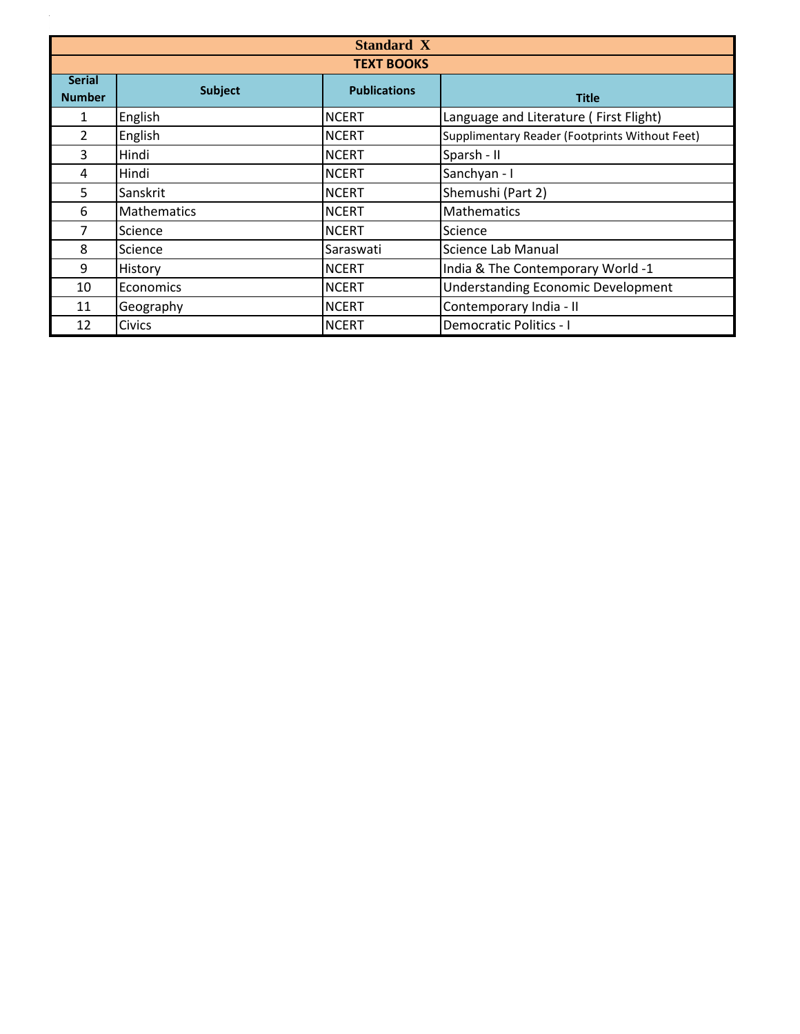| Standard X | | | |
|---|---|---|---|
| TEXT BOOKS | | | |
| Serial Number | Subject | Publications | Title |
| 1 | English | NCERT | Language and Literature ( First Flight) |
| 2 | English | NCERT | Supplimentary Reader (Footprints Without Feet) |
| 3 | Hindi | NCERT | Sparsh - II |
| 4 | Hindi | NCERT | Sanchyan - I |
| 5 | Sanskrit | NCERT | Shemushi (Part 2) |
| 6 | Mathematics | NCERT | Mathematics |
| 7 | Science | NCERT | Science |
| 8 | Science | Saraswati | Science Lab Manual |
| 9 | History | NCERT | India & The Contemporary World -1 |
| 10 | Economics | NCERT | Understanding Economic Development |
| 11 | Geography | NCERT | Contemporary India - II |
| 12 | Civics | NCERT | Democratic Politics - I |